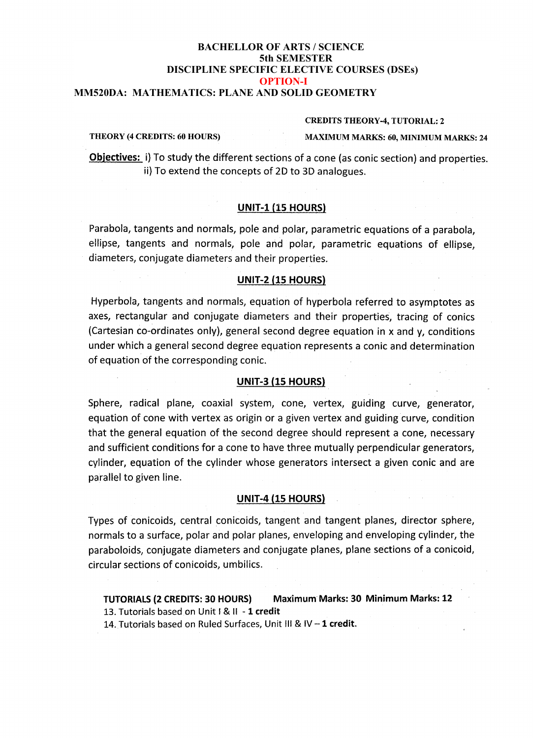# BACHELLOR OF ARTS / SCIENCE
## 5th SEMESTER
## DISCIPLINE SPECIFIC ELECTIVE COURSES (DSEs)
## OPTION-I
## MM520DA: MATHEMATICS: PLANE AND SOLID GEOMETRY

**CREDITS THEORY-4, TUTORIAL: 2**

**THEORY (4 CREDITS: 60 HOURS)** **MAXIMUM MARKS: 60, MINIMUM MARKS: 24**

**Objectives:** i) To study the different sections of a cone (as conic section) and properties.
ii) To extend the concepts of 2D to 3D analogues.

### UNIT-1 (15 HOURS)

Parabola, tangents and normals, pole and polar, parametric equations of a parabola, ellipse, tangents and normals, pole and polar, parametric equations of ellipse, diameters, conjugate diameters and their properties.

### UNIT-2 (15 HOURS)

Hyperbola, tangents and normals, equation of hyperbola referred to asymptotes as axes, rectangular and conjugate diameters and their properties, tracing of conics (Cartesian co-ordinates only), general second degree equation in x and y, conditions under which a general second degree equation represents a conic and determination of equation of the corresponding conic.

### UNIT-3 (15 HOURS)

Sphere, radical plane, coaxial system, cone, vertex, guiding curve, generator, equation of cone with vertex as origin or a given vertex and guiding curve, condition that the general equation of the second degree should represent a cone, necessary and sufficient conditions for a cone to have three mutually perpendicular generators, cylinder, equation of the cylinder whose generators intersect a given conic and are parallel to given line.

### UNIT-4 (15 HOURS)

Types of conicoids, central conicoids, tangent and tangent planes, director sphere, normals to a surface, polar and polar planes, enveloping and enveloping cylinder, the paraboloids, conjugate diameters and conjugate planes, plane sections of a conicoid, circular sections of conicoids, umbilics.

**TUTORIALS (2 CREDITS: 30 HOURS)** **Maximum Marks: 30 Minimum Marks: 12**

13. Tutorials based on Unit I & II - **1 credit**
14. Tutorials based on Ruled Surfaces, Unit III & IV – **1 credit.**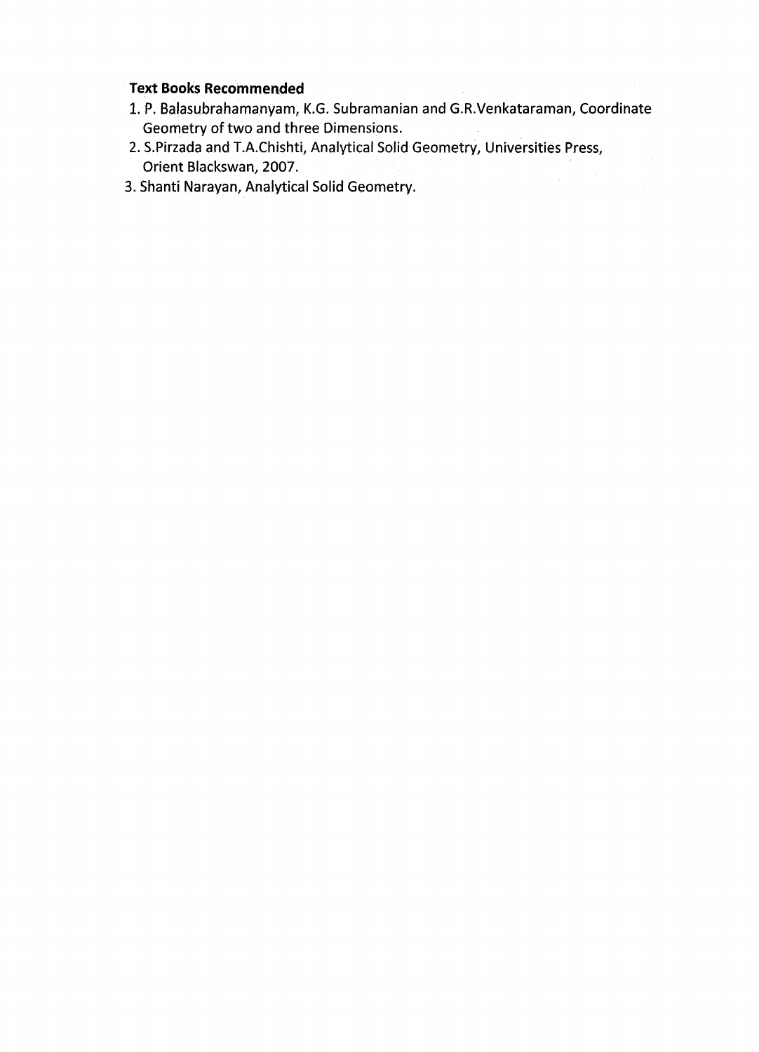**Text Books Recommended**

1. P. Balasubrahamanyam, K.G. Subramanian and G.R.Venkataraman, Coordinate Geometry of two and three Dimensions.
2. S.Pirzada and T.A.Chishti, Analytical Solid Geometry, Universities Press, Orient Blackswan, 2007.
3. Shanti Narayan, Analytical Solid Geometry.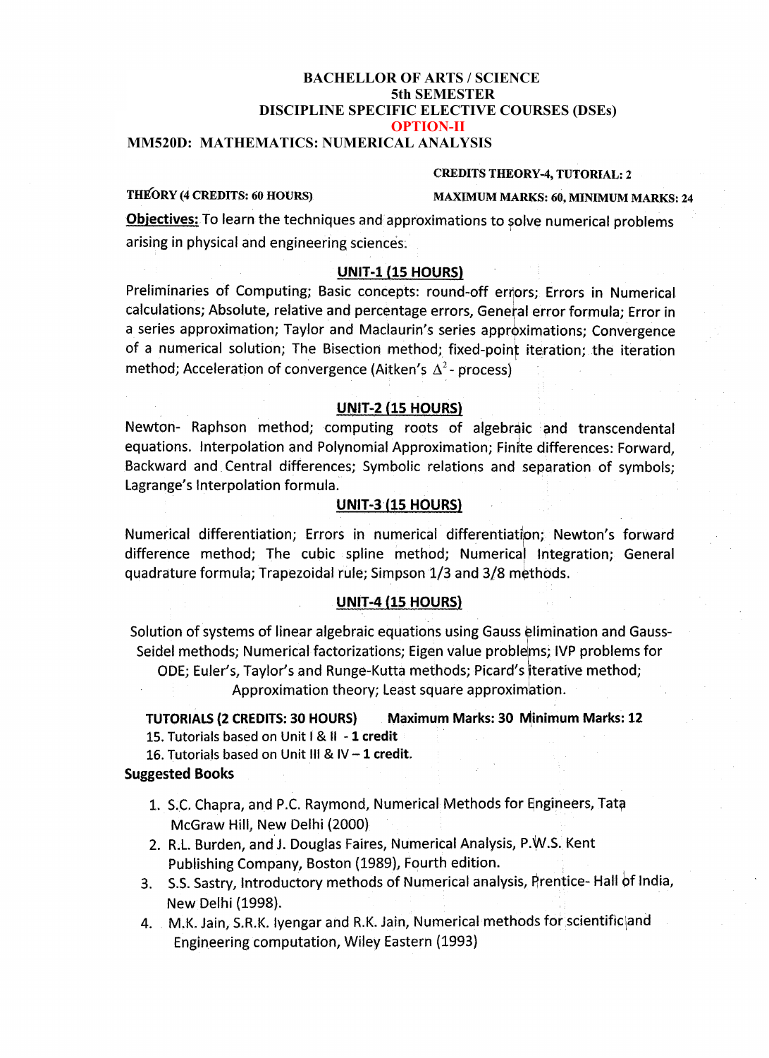**BACHELLOR OF ARTS / SCIENCE**
**5th SEMESTER**
**DISCIPLINE SPECIFIC ELECTIVE COURSES (DSEs)**
**OPTION-II**

## MM520D: MATHEMATICS: NUMERICAL ANALYSIS

**CREDITS THEORY-4, TUTORIAL: 2**

**THEORY (4 CREDITS: 60 HOURS)** **MAXIMUM MARKS: 60, MINIMUM MARKS: 24**

**Objectives:** To learn the techniques and approximations to solve numerical problems arising in physical and engineering sciences.

### UNIT-1 (15 HOURS)

Preliminaries of Computing; Basic concepts: round-off errors; Errors in Numerical calculations; Absolute, relative and percentage errors, General error formula; Error in a series approximation; Taylor and Maclaurin's series approximations; Convergence of a numerical solution; The Bisection method; fixed-point iteration; the iteration method; Acceleration of convergence (Aitken's $\Delta^2$ - process)

### UNIT-2 (15 HOURS)

Newton- Raphson method; computing roots of algebraic and transcendental equations. Interpolation and Polynomial Approximation; Finite differences: Forward, Backward and Central differences; Symbolic relations and separation of symbols; Lagrange's Interpolation formula.

### UNIT-3 (15 HOURS)

Numerical differentiation; Errors in numerical differentiation; Newton's forward difference method; The cubic spline method; Numerical Integration; General quadrature formula; Trapezoidal rule; Simpson 1/3 and 3/8 methods.

### UNIT-4 (15 HOURS)

Solution of systems of linear algebraic equations using Gauss elimination and Gauss-Seidel methods; Numerical factorizations; Eigen value problems; IVP problems for ODE; Euler's, Taylor's and Runge-Kutta methods; Picard's iterative method; Approximation theory; Least square approximation.

**TUTORIALS (2 CREDITS: 30 HOURS)** **Maximum Marks: 30 Minimum Marks: 12**

15. Tutorials based on Unit I & II - **1 credit**
16. Tutorials based on Unit III & IV – **1 credit.**

**Suggested Books**

1. S.C. Chapra, and P.C. Raymond, Numerical Methods for Engineers, Tata McGraw Hill, New Delhi (2000)
2. R.L. Burden, and J. Douglas Faires, Numerical Analysis, P.W.S. Kent Publishing Company, Boston (1989), Fourth edition.
3. S.S. Sastry, Introductory methods of Numerical analysis, Prentice- Hall of India, New Delhi (1998).
4. M.K. Jain, S.R.K. Iyengar and R.K. Jain, Numerical methods for scientific and Engineering computation, Wiley Eastern (1993)